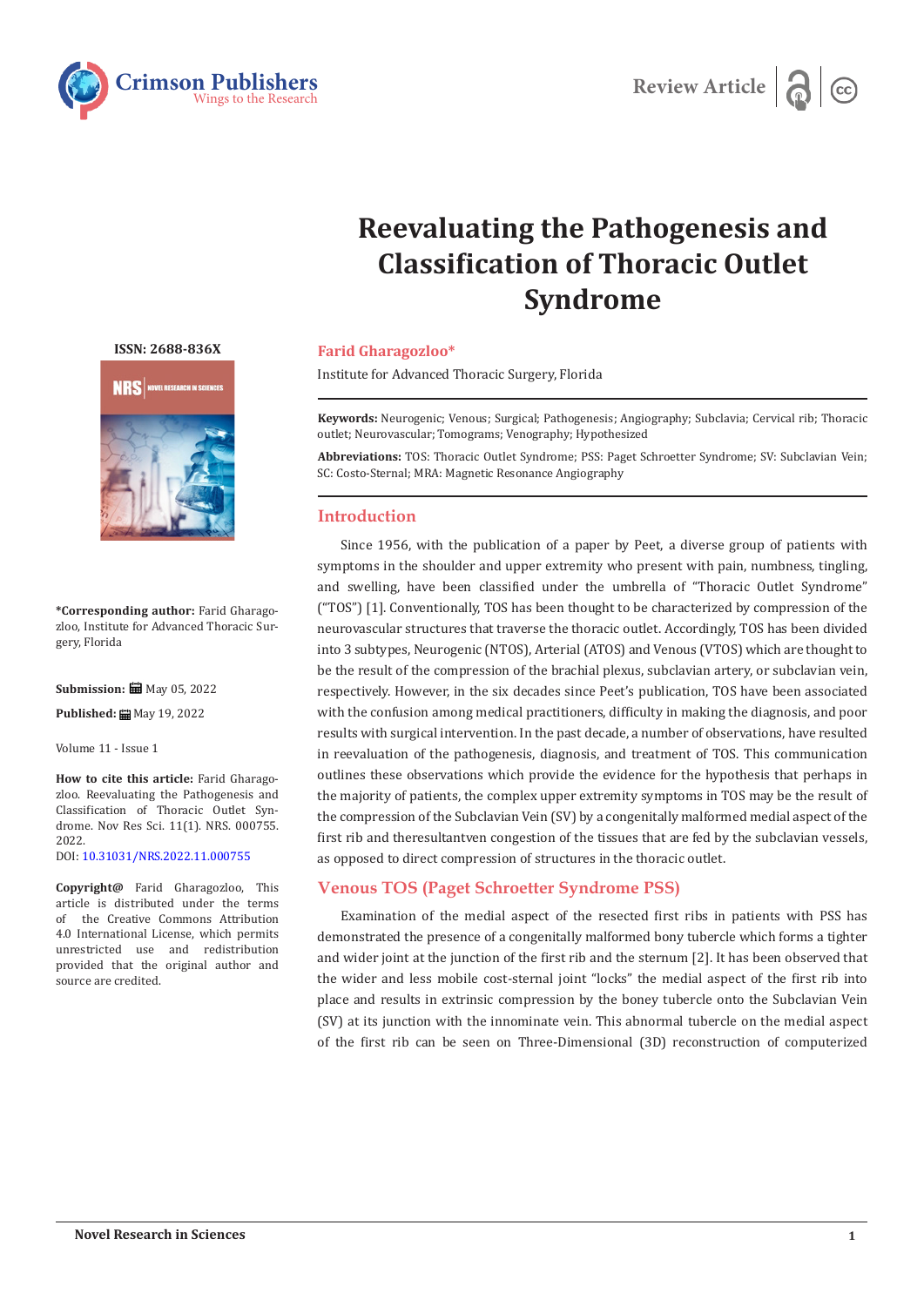Review Article

# Reevaluating the Pathogenesis and Classification of Thoracic Outlet Syndrome

**Farid Gharagozloo***

Institute for Advanced Thoracic Surgery, Florida

**ISSN: 2688-836X**

**\*Corresponding author:** Farid Gharagozloo, Institute for Advanced Thoracic Surgery, Florida

**Submission:** May 05, 2022

**Published:** May 19, 2022

Volume 11 - Issue 1

**How to cite this article:** Farid Gharagozloo. Reevaluating the Pathogenesis and Classification of Thoracic Outlet Syndrome. Nov Res Sci. 11(1). NRS. 000755. 2022.
DOI: 10.31031/NRS.2022.11.000755

**Copyright@** Farid Gharagozloo, This article is distributed under the terms of the Creative Commons Attribution 4.0 International License, which permits unrestricted use and redistribution provided that the original author and source are credited.

**Keywords:** Neurogenic; Venous; Surgical; Pathogenesis; Angiography; Subclavia; Cervical rib; Thoracic outlet; Neurovascular; Tomograms; Venography; Hypothesized

**Abbreviations:** TOS: Thoracic Outlet Syndrome; PSS: Paget Schroetter Syndrome; SV: Subclavian Vein; SC: Costo-Sternal; MRA: Magnetic Resonance Angiography

## Introduction

Since 1956, with the publication of a paper by Peet, a diverse group of patients with symptoms in the shoulder and upper extremity who present with pain, numbness, tingling, and swelling, have been classified under the umbrella of "Thoracic Outlet Syndrome" ("TOS") [1]. Conventionally, TOS has been thought to be characterized by compression of the neurovascular structures that traverse the thoracic outlet. Accordingly, TOS has been divided into 3 subtypes, Neurogenic (NTOS), Arterial (ATOS) and Venous (VTOS) which are thought to be the result of the compression of the brachial plexus, subclavian artery, or subclavian vein, respectively. However, in the six decades since Peet's publication, TOS have been associated with the confusion among medical practitioners, difficulty in making the diagnosis, and poor results with surgical intervention. In the past decade, a number of observations, have resulted in reevaluation of the pathogenesis, diagnosis, and treatment of TOS. This communication outlines these observations which provide the evidence for the hypothesis that perhaps in the majority of patients, the complex upper extremity symptoms in TOS may be the result of the compression of the Subclavian Vein (SV) by a congenitally malformed medial aspect of the first rib and theresultantven congestion of the tissues that are fed by the subclavian vessels, as opposed to direct compression of structures in the thoracic outlet.

## Venous TOS (Paget Schroetter Syndrome PSS)

Examination of the medial aspect of the resected first ribs in patients with PSS has demonstrated the presence of a congenitally malformed bony tubercle which forms a tighter and wider joint at the junction of the first rib and the sternum [2]. It has been observed that the wider and less mobile cost-sternal joint "locks" the medial aspect of the first rib into place and results in extrinsic compression by the boney tubercle onto the Subclavian Vein (SV) at its junction with the innominate vein. This abnormal tubercle on the medial aspect of the first rib can be seen on Three-Dimensional (3D) reconstruction of computerized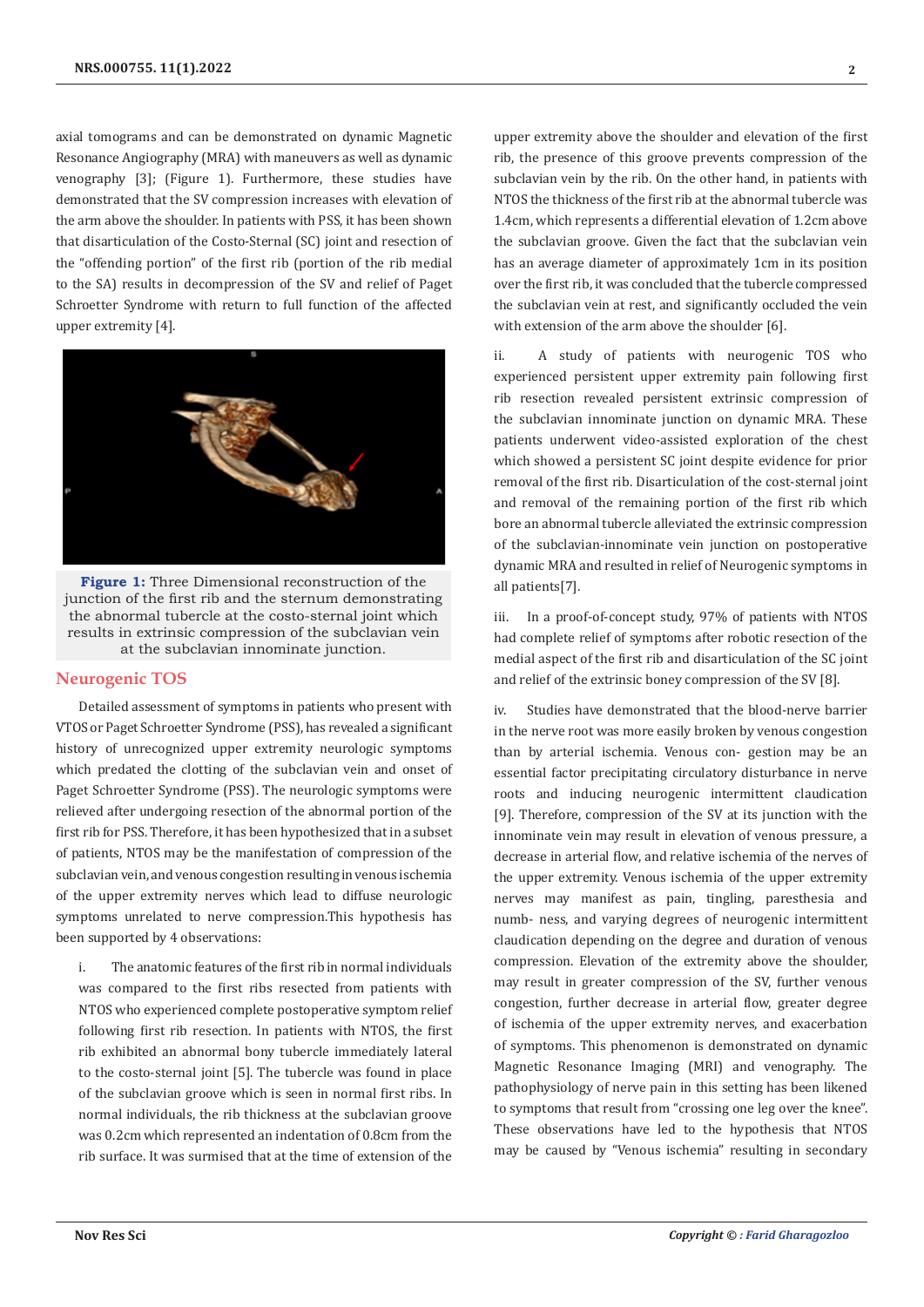axial tomograms and can be demonstrated on dynamic Magnetic Resonance Angiography (MRA) with maneuvers as well as dynamic venography [3]; (Figure 1). Furthermore, these studies have demonstrated that the SV compression increases with elevation of the arm above the shoulder. In patients with PSS, it has been shown that disarticulation of the Costo-Sternal (SC) joint and resection of the "offending portion" of the first rib (portion of the rib medial to the SA) results in decompression of the SV and relief of Paget Schroetter Syndrome with return to full function of the affected upper extremity [4].

**Figure 1:** Three Dimensional reconstruction of the junction of the first rib and the sternum demonstrating the abnormal tubercle at the costo-sternal joint which results in extrinsic compression of the subclavian vein at the subclavian innominate junction.

## Neurogenic TOS

Detailed assessment of symptoms in patients who present with VTOS or Paget Schroetter Syndrome (PSS), has revealed a significant history of unrecognized upper extremity neurologic symptoms which predated the clotting of the subclavian vein and onset of Paget Schroetter Syndrome (PSS). The neurologic symptoms were relieved after undergoing resection of the abnormal portion of the first rib for PSS. Therefore, it has been hypothesized that in a subset of patients, NTOS may be the manifestation of compression of the subclavian vein, and venous congestion resulting in venous ischemia of the upper extremity nerves which lead to diffuse neurologic symptoms unrelated to nerve compression.This hypothesis has been supported by 4 observations:

i. The anatomic features of the first rib in normal individuals was compared to the first ribs resected from patients with NTOS who experienced complete postoperative symptom relief following first rib resection. In patients with NTOS, the first rib exhibited an abnormal bony tubercle immediately lateral to the costo-sternal joint [5]. The tubercle was found in place of the subclavian groove which is seen in normal first ribs. In normal individuals, the rib thickness at the subclavian groove was 0.2cm which represented an indentation of 0.8cm from the rib surface. It was surmised that at the time of extension of the upper extremity above the shoulder and elevation of the first rib, the presence of this groove prevents compression of the subclavian vein by the rib. On the other hand, in patients with NTOS the thickness of the first rib at the abnormal tubercle was 1.4cm, which represents a differential elevation of 1.2cm above the subclavian groove. Given the fact that the subclavian vein has an average diameter of approximately 1cm in its position over the first rib, it was concluded that the tubercle compressed the subclavian vein at rest, and significantly occluded the vein with extension of the arm above the shoulder [6].

ii. A study of patients with neurogenic TOS who experienced persistent upper extremity pain following first rib resection revealed persistent extrinsic compression of the subclavian innominate junction on dynamic MRA. These patients underwent video-assisted exploration of the chest which showed a persistent SC joint despite evidence for prior removal of the first rib. Disarticulation of the cost-sternal joint and removal of the remaining portion of the first rib which bore an abnormal tubercle alleviated the extrinsic compression of the subclavian-innominate vein junction on postoperative dynamic MRA and resulted in relief of Neurogenic symptoms in all patients[7].

iii. In a proof-of-concept study, 97% of patients with NTOS had complete relief of symptoms after robotic resection of the medial aspect of the first rib and disarticulation of the SC joint and relief of the extrinsic boney compression of the SV [8].

iv. Studies have demonstrated that the blood-nerve barrier in the nerve root was more easily broken by venous congestion than by arterial ischemia. Venous con- gestion may be an essential factor precipitating circulatory disturbance in nerve roots and inducing neurogenic intermittent claudication [9]. Therefore, compression of the SV at its junction with the innominate vein may result in elevation of venous pressure, a decrease in arterial flow, and relative ischemia of the nerves of the upper extremity. Venous ischemia of the upper extremity nerves may manifest as pain, tingling, paresthesia and numb- ness, and varying degrees of neurogenic intermittent claudication depending on the degree and duration of venous compression. Elevation of the extremity above the shoulder, may result in greater compression of the SV, further venous congestion, further decrease in arterial flow, greater degree of ischemia of the upper extremity nerves, and exacerbation of symptoms. This phenomenon is demonstrated on dynamic Magnetic Resonance Imaging (MRI) and venography. The pathophysiology of nerve pain in this setting has been likened to symptoms that result from "crossing one leg over the knee". These observations have led to the hypothesis that NTOS may be caused by "Venous ischemia" resulting in secondary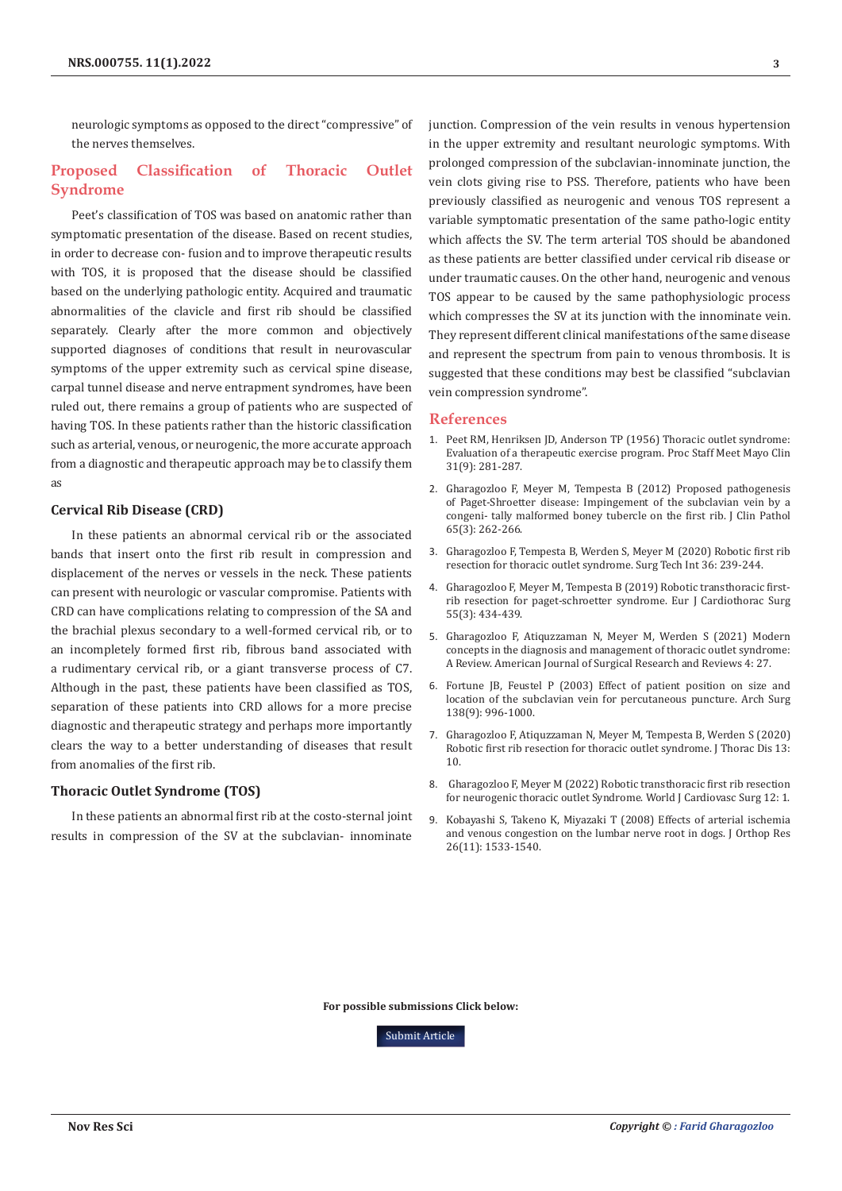neurologic symptoms as opposed to the direct "compressive" of the nerves themselves.

## Proposed Classification of Thoracic Outlet Syndrome

Peet's classification of TOS was based on anatomic rather than symptomatic presentation of the disease. Based on recent studies, in order to decrease con- fusion and to improve therapeutic results with TOS, it is proposed that the disease should be classified based on the underlying pathologic entity. Acquired and traumatic abnormalities of the clavicle and first rib should be classified separately. Clearly after the more common and objectively supported diagnoses of conditions that result in neurovascular symptoms of the upper extremity such as cervical spine disease, carpal tunnel disease and nerve entrapment syndromes, have been ruled out, there remains a group of patients who are suspected of having TOS. In these patients rather than the historic classification such as arterial, venous, or neurogenic, the more accurate approach from a diagnostic and therapeutic approach may be to classify them as

### Cervical Rib Disease (CRD)

In these patients an abnormal cervical rib or the associated bands that insert onto the first rib result in compression and displacement of the nerves or vessels in the neck. These patients can present with neurologic or vascular compromise. Patients with CRD can have complications relating to compression of the SA and the brachial plexus secondary to a well-formed cervical rib, or to an incompletely formed first rib, fibrous band associated with a rudimentary cervical rib, or a giant transverse process of C7. Although in the past, these patients have been classified as TOS, separation of these patients into CRD allows for a more precise diagnostic and therapeutic strategy and perhaps more importantly clears the way to a better understanding of diseases that result from anomalies of the first rib.

### Thoracic Outlet Syndrome (TOS)

In these patients an abnormal first rib at the costo-sternal joint results in compression of the SV at the subclavian- innominate junction. Compression of the vein results in venous hypertension in the upper extremity and resultant neurologic symptoms. With prolonged compression of the subclavian-innominate junction, the vein clots giving rise to PSS. Therefore, patients who have been previously classified as neurogenic and venous TOS represent a variable symptomatic presentation of the same patho-logic entity which affects the SV. The term arterial TOS should be abandoned as these patients are better classified under cervical rib disease or under traumatic causes. On the other hand, neurogenic and venous TOS appear to be caused by the same pathophysiologic process which compresses the SV at its junction with the innominate vein. They represent different clinical manifestations of the same disease and represent the spectrum from pain to venous thrombosis. It is suggested that these conditions may best be classified "subclavian vein compression syndrome".

## References

1. Peet RM, Henriksen JD, Anderson TP (1956) Thoracic outlet syndrome: Evaluation of a therapeutic exercise program. Proc Staff Meet Mayo Clin 31(9): 281-287.
2. Gharagozloo F, Meyer M, Tempesta B (2012) Proposed pathogenesis of Paget-Shroetter disease: Impingement of the subclavian vein by a congeni- tally malformed boney tubercle on the first rib. J Clin Pathol 65(3): 262-266.
3. Gharagozloo F, Tempesta B, Werden S, Meyer M (2020) Robotic first rib resection for thoracic outlet syndrome. Surg Tech Int 36: 239-244.
4. Gharagozloo F, Meyer M, Tempesta B (2019) Robotic transthoracic first-rib resection for paget-schroetter syndrome. Eur J Cardiothorac Surg 55(3): 434-439.
5. Gharagozloo F, Atiquzzaman N, Meyer M, Werden S (2021) Modern concepts in the diagnosis and management of thoracic outlet syndrome: A Review. American Journal of Surgical Research and Reviews 4: 27.
6. Fortune JB, Feustel P (2003) Effect of patient position on size and location of the subclavian vein for percutaneous puncture. Arch Surg 138(9): 996-1000.
7. Gharagozloo F, Atiquzzaman N, Meyer M, Tempesta B, Werden S (2020) Robotic first rib resection for thoracic outlet syndrome. J Thorac Dis 13: 10.
8. Gharagozloo F, Meyer M (2022) Robotic transthoracic first rib resection for neurogenic thoracic outlet Syndrome. World J Cardiovasc Surg 12: 1.
9. Kobayashi S, Takeno K, Miyazaki T (2008) Effects of arterial ischemia and venous congestion on the lumbar nerve root in dogs. J Orthop Res 26(11): 1533-1540.

**For possible submissions Click below:**

Submit Article